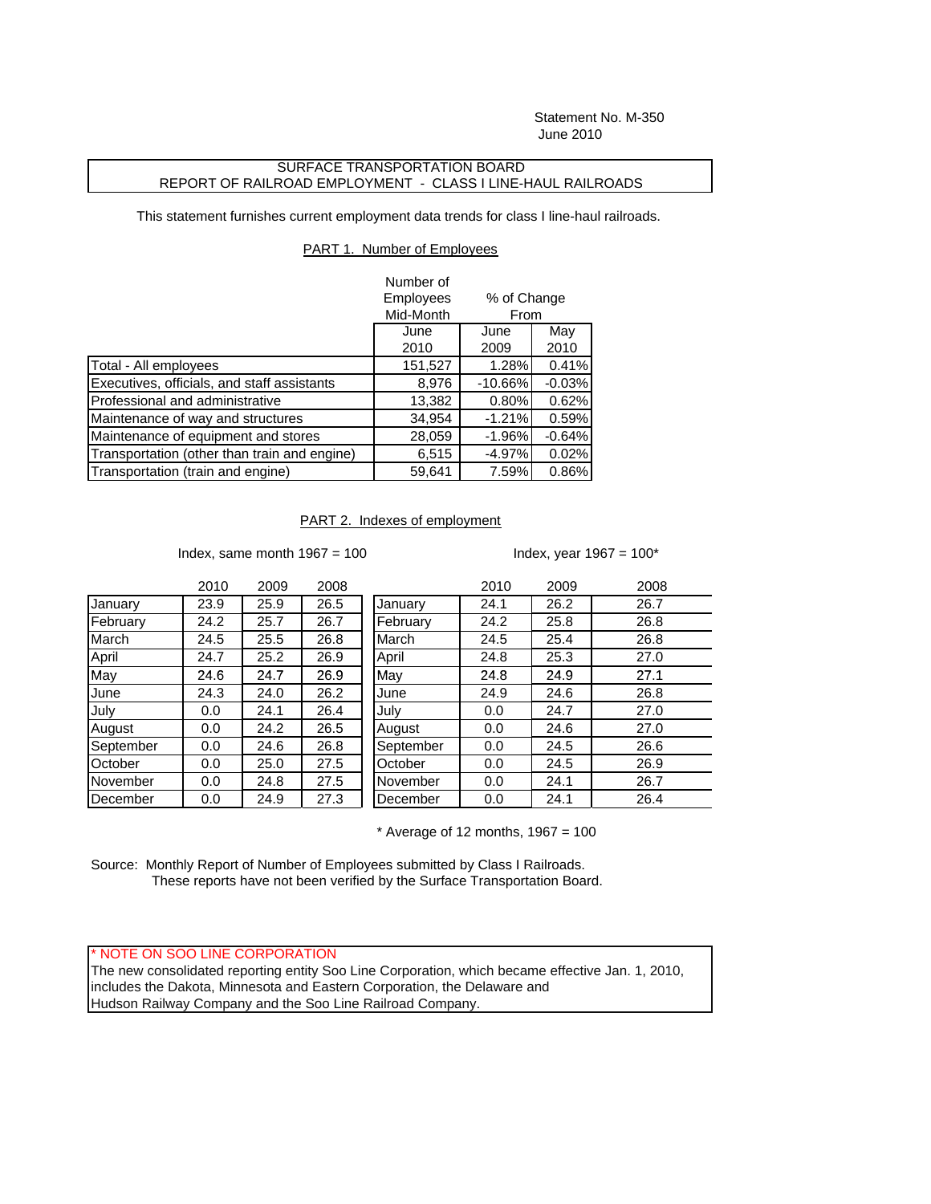Statement No. M-350
June 2010

## SURFACE TRANSPORTATION BOARD
## REPORT OF RAILROAD EMPLOYMENT - CLASS I LINE-HAUL RAILROADS

This statement furnishes current employment data trends for class I line-haul railroads.

### PART 1. Number of Employees

| | Number of Employees Mid-Month | % of Change From | |
|---|---|---|---|
| | June 2010 | June 2009 | May 2010 |
| Total - All employees | 151,527 | 1.28% | 0.41% |
| Executives, officials, and staff assistants | 8,976 | -10.66% | -0.03% |
| Professional and administrative | 13,382 | 0.80% | 0.62% |
| Maintenance of way and structures | 34,954 | -1.21% | 0.59% |
| Maintenance of equipment and stores | 28,059 | -1.96% | -0.64% |
| Transportation (other than train and engine) | 6,515 | -4.97% | 0.02% |
| Transportation (train and engine) | 59,641 | 7.59% | 0.86% |

### PART 2. Indexes of employment

Index, same month 1967 = 100

| | 2010 | 2009 | 2008 |
|---|---|---|---|
| January | 23.9 | 25.9 | 26.5 |
| February | 24.2 | 25.7 | 26.7 |
| March | 24.5 | 25.5 | 26.8 |
| April | 24.7 | 25.2 | 26.9 |
| May | 24.6 | 24.7 | 26.9 |
| June | 24.3 | 24.0 | 26.2 |
| July | 0.0 | 24.1 | 26.4 |
| August | 0.0 | 24.2 | 26.5 |
| September | 0.0 | 24.6 | 26.8 |
| October | 0.0 | 25.0 | 27.5 |
| November | 0.0 | 24.8 | 27.5 |
| December | 0.0 | 24.9 | 27.3 |

Index, year 1967 = 100*

| | 2010 | 2009 | 2008 |
|---|---|---|---|
| January | 24.1 | 26.2 | 26.7 |
| February | 24.2 | 25.8 | 26.8 |
| March | 24.5 | 25.4 | 26.8 |
| April | 24.8 | 25.3 | 27.0 |
| May | 24.8 | 24.9 | 27.1 |
| June | 24.9 | 24.6 | 26.8 |
| July | 0.0 | 24.7 | 27.0 |
| August | 0.0 | 24.6 | 27.0 |
| September | 0.0 | 24.5 | 26.6 |
| October | 0.0 | 24.5 | 26.9 |
| November | 0.0 | 24.1 | 26.7 |
| December | 0.0 | 24.1 | 26.4 |

\* Average of 12 months, 1967 = 100

Source: Monthly Report of Number of Employees submitted by Class I Railroads.
These reports have not been verified by the Surface Transportation Board.

\* NOTE ON SOO LINE CORPORATION
The new consolidated reporting entity Soo Line Corporation, which became effective Jan. 1, 2010, includes the Dakota, Minnesota and Eastern Corporation, the Delaware and Hudson Railway Company and the Soo Line Railroad Company.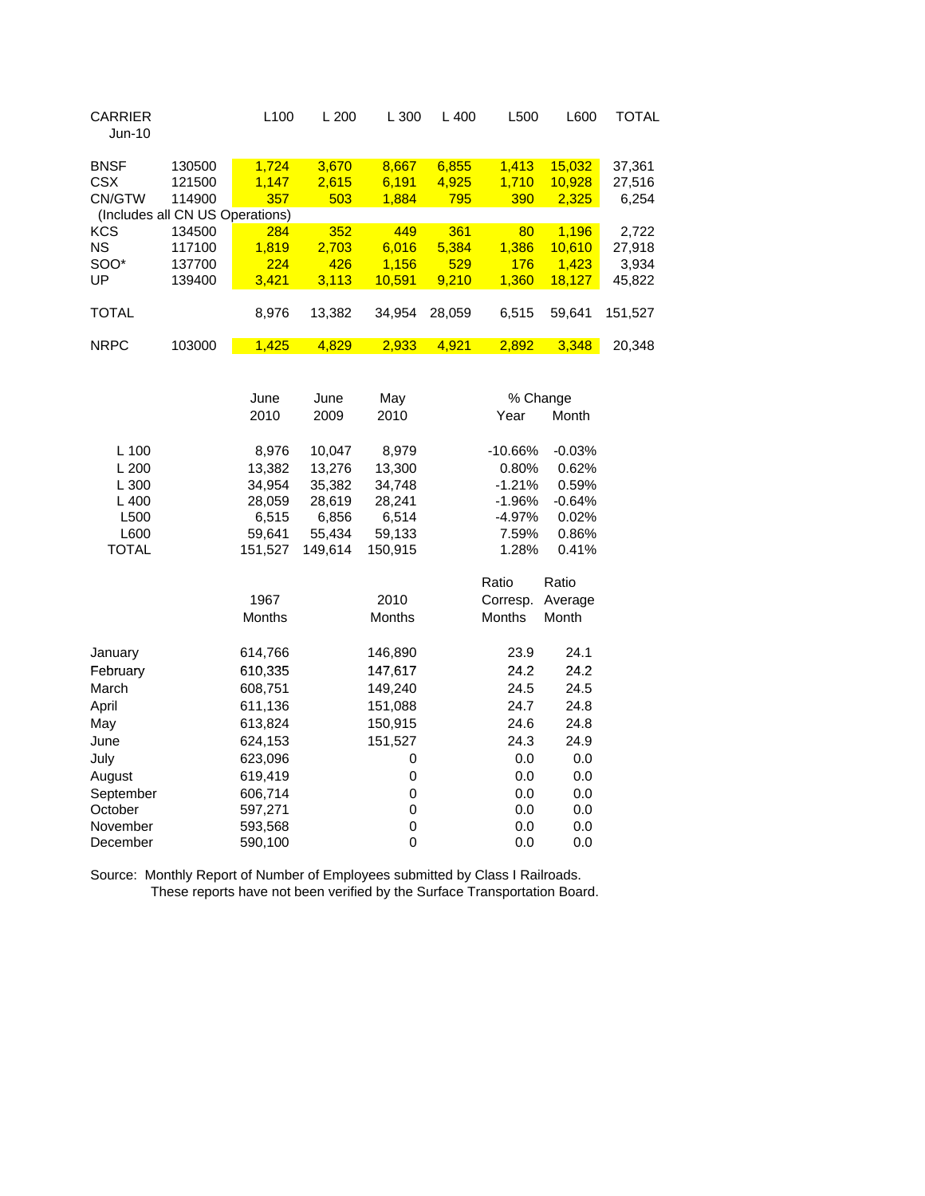| CARRIER Jun-10 | | L100 | L 200 | L 300 | L 400 | L500 | L600 | TOTAL |
|---|---|---|---|---|---|---|---|---|
| BNSF | 130500 | 1,724 | 3,670 | 8,667 | 6,855 | 1,413 | 15,032 | 37,361 |
| CSX | 121500 | 1,147 | 2,615 | 6,191 | 4,925 | 1,710 | 10,928 | 27,516 |
| CN/GTW | 114900 | 357 | 503 | 1,884 | 795 | 390 | 2,325 | 6,254 |
| (Includes all CN US Operations) | | | | | | | | |
| KCS | 134500 | 284 | 352 | 449 | 361 | 80 | 1,196 | 2,722 |
| NS | 117100 | 1,819 | 2,703 | 6,016 | 5,384 | 1,386 | 10,610 | 27,918 |
| SOO* | 137700 | 224 | 426 | 1,156 | 529 | 176 | 1,423 | 3,934 |
| UP | 139400 | 3,421 | 3,113 | 10,591 | 9,210 | 1,360 | 18,127 | 45,822 |
| TOTAL | | 8,976 | 13,382 | 34,954 | 28,059 | 6,515 | 59,641 | 151,527 |
| NRPC | 103000 | 1,425 | 4,829 | 2,933 | 4,921 | 2,892 | 3,348 | 20,348 |

| | June 2010 | June 2009 | May 2010 | % Change Year | % Change Month |
|---|---|---|---|---|---|
| L 100 | 8,976 | 10,047 | 8,979 | -10.66% | -0.03% |
| L 200 | 13,382 | 13,276 | 13,300 | 0.80% | 0.62% |
| L 300 | 34,954 | 35,382 | 34,748 | -1.21% | 0.59% |
| L 400 | 28,059 | 28,619 | 28,241 | -1.96% | -0.64% |
| L500 | 6,515 | 6,856 | 6,514 | -4.97% | 0.02% |
| L600 | 59,641 | 55,434 | 59,133 | 7.59% | 0.86% |
| TOTAL | 151,527 | 149,614 | 150,915 | 1.28% | 0.41% |

| | 1967 Months | 2010 Months | Ratio Corresp. Months | Ratio Average Month |
|---|---|---|---|---|
| January | 614,766 | 146,890 | 23.9 | 24.1 |
| February | 610,335 | 147,617 | 24.2 | 24.2 |
| March | 608,751 | 149,240 | 24.5 | 24.5 |
| April | 611,136 | 151,088 | 24.7 | 24.8 |
| May | 613,824 | 150,915 | 24.6 | 24.8 |
| June | 624,153 | 151,527 | 24.3 | 24.9 |
| July | 623,096 | 0 | 0.0 | 0.0 |
| August | 619,419 | 0 | 0.0 | 0.0 |
| September | 606,714 | 0 | 0.0 | 0.0 |
| October | 597,271 | 0 | 0.0 | 0.0 |
| November | 593,568 | 0 | 0.0 | 0.0 |
| December | 590,100 | 0 | 0.0 | 0.0 |

Source: Monthly Report of Number of Employees submitted by Class I Railroads.
These reports have not been verified by the Surface Transportation Board.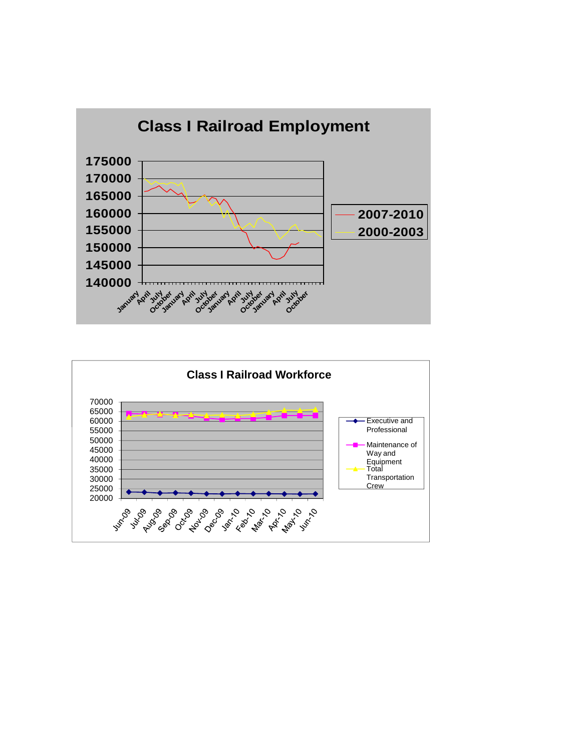## Class I Railroad Employment

175000
170000
165000
160000
155000
150000
145000
140000

January April July October January April July October January April July October January April July October

2007-2010
2000-2003

## Class I Railroad Workforce

70000
65000
60000
55000
50000
45000
40000
35000
30000
25000
20000

Jun-09 Jul-09 Aug-09 Sep-09 Oct-09 Nov-09 Dec-09 Jan-10 Feb-10 Mar-10 Apr-10 May-10 Jun-10

Executive and Professional
Maintenance of Way and Equipment
Total Transportation Crew